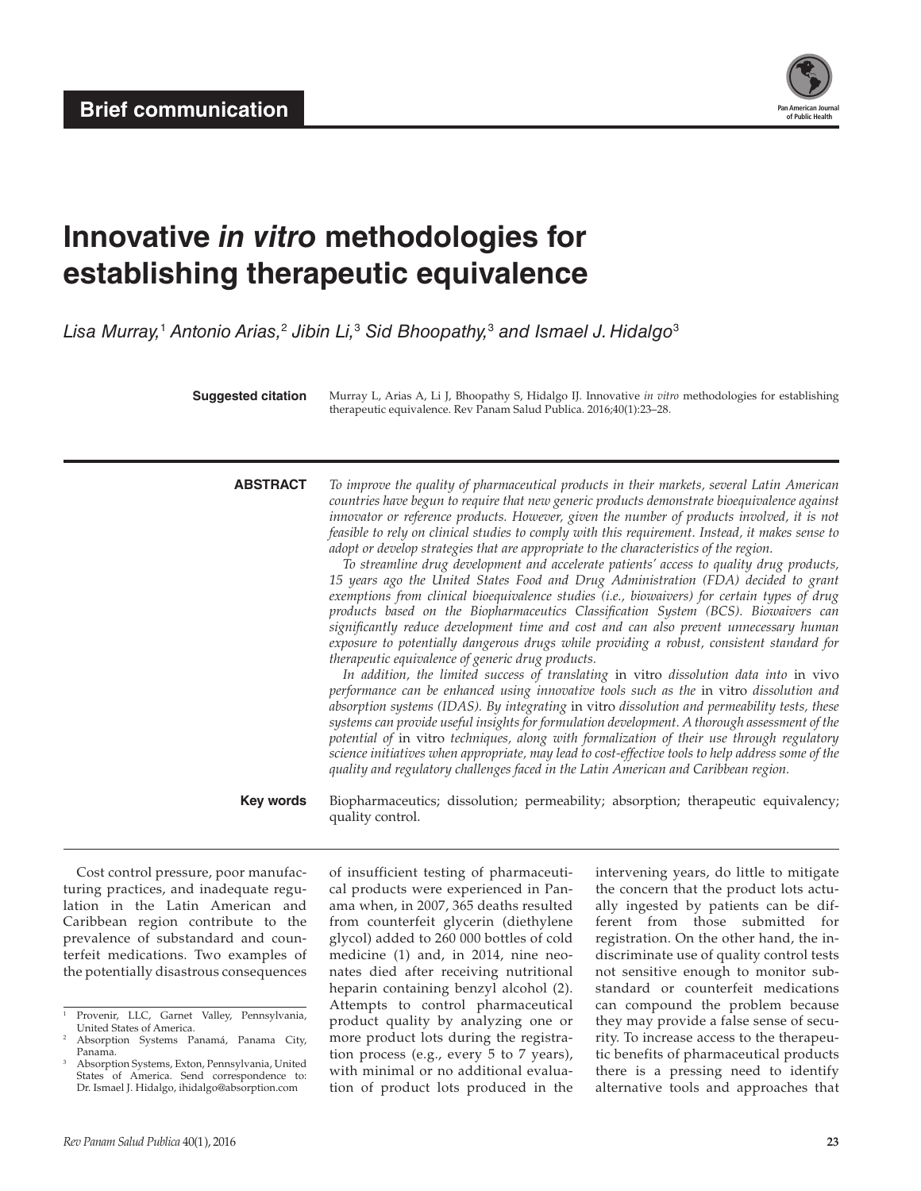**Brief communication**

# Innovative *in vitro* methodologies for establishing therapeutic equivalence

*Lisa Murray,[1] Antonio Arias,[2] Jibin Li,[3] Sid Bhoopathy,[3] and Ismael J. Hidalgo[3]*

**Suggested citation** Murray L, Arias A, Li J, Bhoopathy S, Hidalgo IJ. Innovative *in vitro* methodologies for establishing therapeutic equivalence. Rev Panam Salud Publica. 2016;40(1):23–28.

**ABSTRACT**

*To improve the quality of pharmaceutical products in their markets, several Latin American countries have begun to require that new generic products demonstrate bioequivalence against innovator or reference products. However, given the number of products involved, it is not feasible to rely on clinical studies to comply with this requirement. Instead, it makes sense to adopt or develop strategies that are appropriate to the characteristics of the region.*

*To streamline drug development and accelerate patients' access to quality drug products, 15 years ago the United States Food and Drug Administration (FDA) decided to grant exemptions from clinical bioequivalence studies (i.e., biowaivers) for certain types of drug products based on the Biopharmaceutics Classification System (BCS). Biowaivers can significantly reduce development time and cost and can also prevent unnecessary human exposure to potentially dangerous drugs while providing a robust, consistent standard for therapeutic equivalence of generic drug products.*

*In addition, the limited success of translating* in vitro *dissolution data into* in vivo *performance can be enhanced using innovative tools such as the* in vitro *dissolution and absorption systems (IDAS). By integrating* in vitro *dissolution and permeability tests, these systems can provide useful insights for formulation development. A thorough assessment of the potential of* in vitro *techniques, along with formalization of their use through regulatory science initiatives when appropriate, may lead to cost-effective tools to help address some of the quality and regulatory challenges faced in the Latin American and Caribbean region.*

**Key words** Biopharmaceutics; dissolution; permeability; absorption; therapeutic equivalency; quality control.

Cost control pressure, poor manufacturing practices, and inadequate regulation in the Latin American and Caribbean region contribute to the prevalence of substandard and counterfeit medications. Two examples of the potentially disastrous consequences of insufficient testing of pharmaceutical products were experienced in Panama when, in 2007, 365 deaths resulted from counterfeit glycerin (diethylene glycol) added to 260 000 bottles of cold medicine (1) and, in 2014, nine neonates died after receiving nutritional heparin containing benzyl alcohol (2). Attempts to control pharmaceutical product quality by analyzing one or more product lots during the registration process (e.g., every 5 to 7 years), with minimal or no additional evaluation of product lots produced in the intervening years, do little to mitigate the concern that the product lots actually ingested by patients can be different from those submitted for registration. On the other hand, the indiscriminate use of quality control tests not sensitive enough to monitor substandard or counterfeit medications can compound the problem because they may provide a false sense of security. To increase access to the therapeutic benefits of pharmaceutical products there is a pressing need to identify alternative tools and approaches that

---

[1] Provenir, LLC, Garnet Valley, Pennsylvania, United States of America.
[2] Absorption Systems Panamá, Panama City, Panama.
[3] Absorption Systems, Exton, Pennsylvania, United States of America. Send correspondence to: Dr. Ismael J. Hidalgo, ihidalgo@absorption.com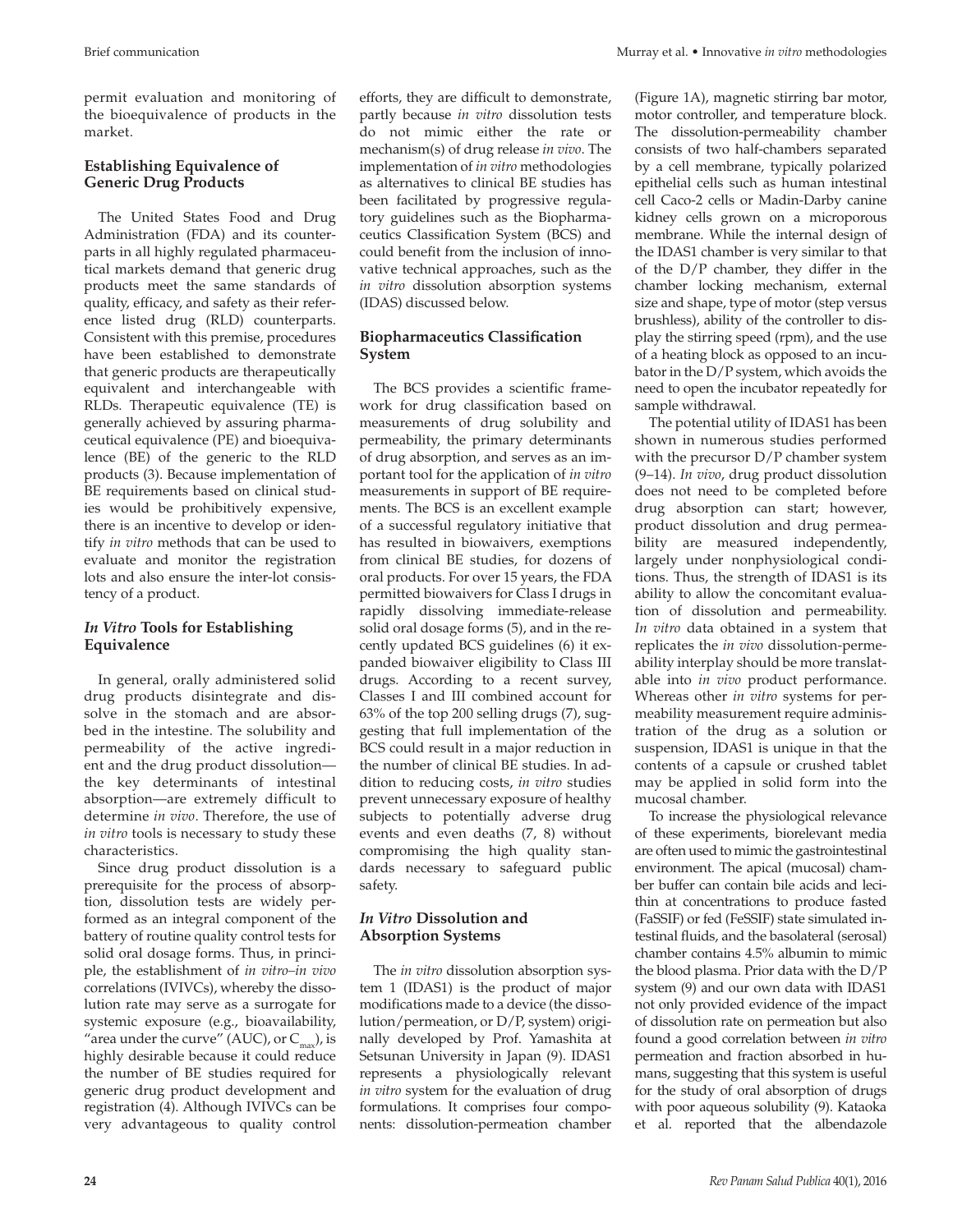permit evaluation and monitoring of the bioequivalence of products in the market.

### Establishing Equivalence of Generic Drug Products

The United States Food and Drug Administration (FDA) and its counterparts in all highly regulated pharmaceutical markets demand that generic drug products meet the same standards of quality, efficacy, and safety as their reference listed drug (RLD) counterparts. Consistent with this premise, procedures have been established to demonstrate that generic products are therapeutically equivalent and interchangeable with RLDs. Therapeutic equivalence (TE) is generally achieved by assuring pharmaceutical equivalence (PE) and bioequivalence (BE) of the generic to the RLD products (3). Because implementation of BE requirements based on clinical studies would be prohibitively expensive, there is an incentive to develop or identify *in vitro* methods that can be used to evaluate and monitor the registration lots and also ensure the inter-lot consistency of a product.

### *In Vitro* Tools for Establishing Equivalence

In general, orally administered solid drug products disintegrate and dissolve in the stomach and are absorbed in the intestine. The solubility and permeability of the active ingredient and the drug product dissolution—the key determinants of intestinal absorption—are extremely difficult to determine *in vivo*. Therefore, the use of *in vitro* tools is necessary to study these characteristics.

Since drug product dissolution is a prerequisite for the process of absorption, dissolution tests are widely performed as an integral component of the battery of routine quality control tests for solid oral dosage forms. Thus, in principle, the establishment of *in vitro–in vivo* correlations (IVIVCs), whereby the dissolution rate may serve as a surrogate for systemic exposure (e.g., bioavailability, "area under the curve" (AUC), or $C_{max}$), is highly desirable because it could reduce the number of BE studies required for generic drug product development and registration (4). Although IVIVCs can be very advantageous to quality control efforts, they are difficult to demonstrate, partly because *in vitro* dissolution tests do not mimic either the rate or mechanism(s) of drug release *in vivo*. The implementation of *in vitro* methodologies as alternatives to clinical BE studies has been facilitated by progressive regulatory guidelines such as the Biopharmaceutics Classification System (BCS) and could benefit from the inclusion of innovative technical approaches, such as the *in vitro* dissolution absorption systems (IDAS) discussed below.

### Biopharmaceutics Classification System

The BCS provides a scientific framework for drug classification based on measurements of drug solubility and permeability, the primary determinants of drug absorption, and serves as an important tool for the application of *in vitro* measurements in support of BE requirements. The BCS is an excellent example of a successful regulatory initiative that has resulted in biowaivers, exemptions from clinical BE studies, for dozens of oral products. For over 15 years, the FDA permitted biowaivers for Class I drugs in rapidly dissolving immediate-release solid oral dosage forms (5), and in the recently updated BCS guidelines (6) it expanded biowaiver eligibility to Class III drugs. According to a recent survey, Classes I and III combined account for 63% of the top 200 selling drugs (7), suggesting that full implementation of the BCS could result in a major reduction in the number of clinical BE studies. In addition to reducing costs, *in vitro* studies prevent unnecessary exposure of healthy subjects to potentially adverse drug events and even deaths (7, 8) without compromising the high quality standards necessary to safeguard public safety.

### *In Vitro* Dissolution and Absorption Systems

The *in vitro* dissolution absorption system 1 (IDAS1) is the product of major modifications made to a device (the dissolution/permeation, or D/P, system) originally developed by Prof. Yamashita at Setsunan University in Japan (9). IDAS1 represents a physiologically relevant *in vitro* system for the evaluation of drug formulations. It comprises four components: dissolution-permeation chamber (Figure 1A), magnetic stirring bar motor, motor controller, and temperature block. The dissolution-permeability chamber consists of two half-chambers separated by a cell membrane, typically polarized epithelial cells such as human intestinal cell Caco-2 cells or Madin-Darby canine kidney cells grown on a microporous membrane. While the internal design of the IDAS1 chamber is very similar to that of the D/P chamber, they differ in the chamber locking mechanism, external size and shape, type of motor (step versus brushless), ability of the controller to display the stirring speed (rpm), and the use of a heating block as opposed to an incubator in the D/P system, which avoids the need to open the incubator repeatedly for sample withdrawal.

The potential utility of IDAS1 has been shown in numerous studies performed with the precursor D/P chamber system (9–14). *In vivo*, drug product dissolution does not need to be completed before drug absorption can start; however, product dissolution and drug permeability are measured independently, largely under nonphysiological conditions. Thus, the strength of IDAS1 is its ability to allow the concomitant evaluation of dissolution and permeability. *In vitro* data obtained in a system that replicates the *in vivo* dissolution-permeability interplay should be more translatable into *in vivo* product performance. Whereas other *in vitro* systems for permeability measurement require administration of the drug as a solution or suspension, IDAS1 is unique in that the contents of a capsule or crushed tablet may be applied in solid form into the mucosal chamber.

To increase the physiological relevance of these experiments, biorelevant media are often used to mimic the gastrointestinal environment. The apical (mucosal) chamber buffer can contain bile acids and lecithin at concentrations to produce fasted (FaSSIF) or fed (FeSSIF) state simulated intestinal fluids, and the basolateral (serosal) chamber contains 4.5% albumin to mimic the blood plasma. Prior data with the D/P system (9) and our own data with IDAS1 not only provided evidence of the impact of dissolution rate on permeation but also found a good correlation between *in vitro* permeation and fraction absorbed in humans, suggesting that this system is useful for the study of oral absorption of drugs with poor aqueous solubility (9). Kataoka et al. reported that the albendazole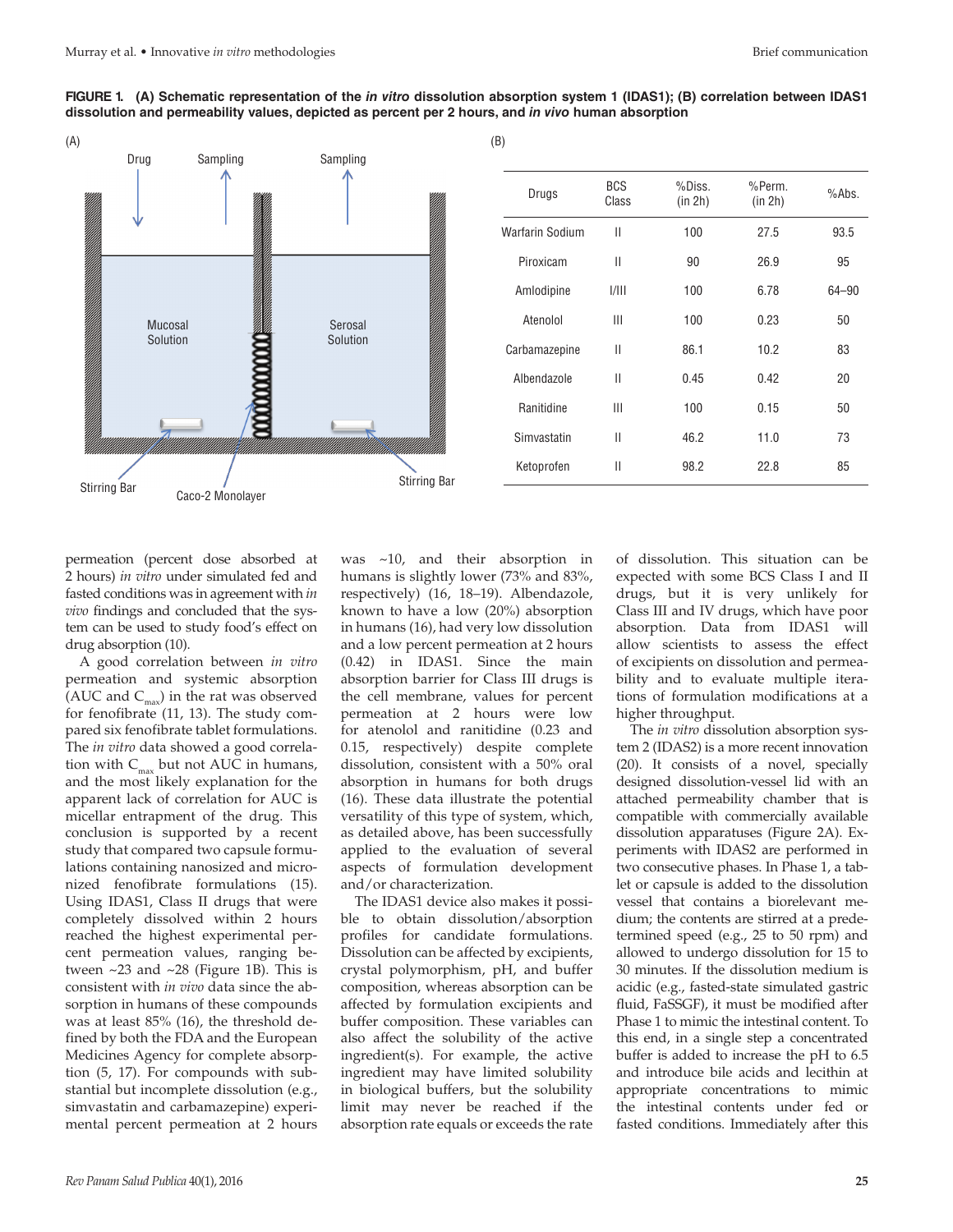**FIGURE 1. (A) Schematic representation of the *in vitro* dissolution absorption system 1 (IDAS1); (B) correlation between IDAS1 dissolution and permeability values, depicted as percent per 2 hours, and *in vivo* human absorption**

(A)

Drug — Sampling — Sampling

Mucosal Solution | Serosal Solution

Stirring Bar — Caco-2 Monolayer — Stirring Bar

(B)

| Drugs | BCS Class | %Diss. (in 2h) | %Perm. (in 2h) | %Abs. |
|---|---|---|---|---|
| Warfarin Sodium | II | 100 | 27.5 | 93.5 |
| Piroxicam | II | 90 | 26.9 | 95 |
| Amlodipine | I/III | 100 | 6.78 | 64–90 |
| Atenolol | III | 100 | 0.23 | 50 |
| Carbamazepine | II | 86.1 | 10.2 | 83 |
| Albendazole | II | 0.45 | 0.42 | 20 |
| Ranitidine | III | 100 | 0.15 | 50 |
| Simvastatin | II | 46.2 | 11.0 | 73 |
| Ketoprofen | II | 98.2 | 22.8 | 85 |

permeation (percent dose absorbed at 2 hours) *in vitro* under simulated fed and fasted conditions was in agreement with *in vivo* findings and concluded that the system can be used to study food's effect on drug absorption (10).

A good correlation between *in vitro* permeation and systemic absorption (AUC and $C_{max}$) in the rat was observed for fenofibrate (11, 13). The study compared six fenofibrate tablet formulations. The *in vitro* data showed a good correlation with $C_{max}$ but not AUC in humans, and the most likely explanation for the apparent lack of correlation for AUC is micellar entrapment of the drug. This conclusion is supported by a recent study that compared two capsule formulations containing nanosized and micronized fenofibrate formulations (15). Using IDAS1, Class II drugs that were completely dissolved within 2 hours reached the highest experimental percent permeation values, ranging between ~23 and ~28 (Figure 1B). This is consistent with *in vivo* data since the absorption in humans of these compounds was at least 85% (16), the threshold defined by both the FDA and the European Medicines Agency for complete absorption (5, 17). For compounds with substantial but incomplete dissolution (e.g., simvastatin and carbamazepine) experimental percent permeation at 2 hours was ~10, and their absorption in humans is slightly lower (73% and 83%, respectively) (16, 18–19). Albendazole, known to have a low (20%) absorption in humans (16), had very low dissolution and a low percent permeation at 2 hours (0.42) in IDAS1. Since the main absorption barrier for Class III drugs is the cell membrane, values for percent permeation at 2 hours were low for atenolol and ranitidine (0.23 and 0.15, respectively) despite complete dissolution, consistent with a 50% oral absorption in humans for both drugs (16). These data illustrate the potential versatility of this type of system, which, as detailed above, has been successfully applied to the evaluation of several aspects of formulation development and/or characterization.

The IDAS1 device also makes it possible to obtain dissolution/absorption profiles for candidate formulations. Dissolution can be affected by excipients, crystal polymorphism, pH, and buffer composition, whereas absorption can be affected by formulation excipients and buffer composition. These variables can also affect the solubility of the active ingredient(s). For example, the active ingredient may have limited solubility in biological buffers, but the solubility limit may never be reached if the absorption rate equals or exceeds the rate of dissolution. This situation can be expected with some BCS Class I and II drugs, but it is very unlikely for Class III and IV drugs, which have poor absorption. Data from IDAS1 will allow scientists to assess the effect of excipients on dissolution and permeability and to evaluate multiple iterations of formulation modifications at a higher throughput.

The *in vitro* dissolution absorption system 2 (IDAS2) is a more recent innovation (20). It consists of a novel, specially designed dissolution-vessel lid with an attached permeability chamber that is compatible with commercially available dissolution apparatuses (Figure 2A). Experiments with IDAS2 are performed in two consecutive phases. In Phase 1, a tablet or capsule is added to the dissolution vessel that contains a biorelevant medium; the contents are stirred at a predetermined speed (e.g., 25 to 50 rpm) and allowed to undergo dissolution for 15 to 30 minutes. If the dissolution medium is acidic (e.g., fasted-state simulated gastric fluid, FaSSGF), it must be modified after Phase 1 to mimic the intestinal content. To this end, in a single step a concentrated buffer is added to increase the pH to 6.5 and introduce bile acids and lecithin at appropriate concentrations to mimic the intestinal contents under fed or fasted conditions. Immediately after this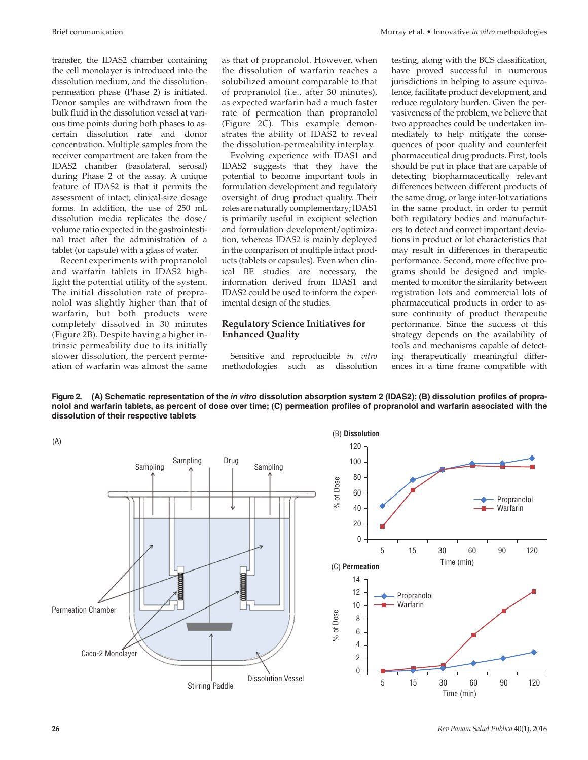transfer, the IDAS2 chamber containing the cell monolayer is introduced into the dissolution medium, and the dissolution-permeation phase (Phase 2) is initiated. Donor samples are withdrawn from the bulk fluid in the dissolution vessel at various time points during both phases to ascertain dissolution rate and donor concentration. Multiple samples from the receiver compartment are taken from the IDAS2 chamber (basolateral, serosal) during Phase 2 of the assay. A unique feature of IDAS2 is that it permits the assessment of intact, clinical-size dosage forms. In addition, the use of 250 mL dissolution media replicates the dose/volume ratio expected in the gastrointestinal tract after the administration of a tablet (or capsule) with a glass of water.

Recent experiments with propranolol and warfarin tablets in IDAS2 highlight the potential utility of the system. The initial dissolution rate of propranolol was slightly higher than that of warfarin, but both products were completely dissolved in 30 minutes (Figure 2B). Despite having a higher intrinsic permeability due to its initially slower dissolution, the percent permeation of warfarin was almost the same as that of propranolol. However, when the dissolution of warfarin reaches a solubilized amount comparable to that of propranolol (i.e., after 30 minutes), as expected warfarin had a much faster rate of permeation than propranolol (Figure 2C). This example demonstrates the ability of IDAS2 to reveal the dissolution-permeability interplay.

Evolving experience with IDAS1 and IDAS2 suggests that they have the potential to become important tools in formulation development and regulatory oversight of drug product quality. Their roles are naturally complementary; IDAS1 is primarily useful in excipient selection and formulation development/optimization, whereas IDAS2 is mainly deployed in the comparison of multiple intact products (tablets or capsules). Even when clinical BE studies are necessary, the information derived from IDAS1 and IDAS2 could be used to inform the experimental design of the studies.

## Regulatory Science Initiatives for Enhanced Quality

Sensitive and reproducible *in vitro* methodologies such as dissolution testing, along with the BCS classification, have proved successful in numerous jurisdictions in helping to assure equivalence, facilitate product development, and reduce regulatory burden. Given the pervasiveness of the problem, we believe that two approaches could be undertaken immediately to help mitigate the consequences of poor quality and counterfeit pharmaceutical drug products. First, tools should be put in place that are capable of detecting biopharmaceutically relevant differences between different products of the same drug, or large inter-lot variations in the same product, in order to permit both regulatory bodies and manufacturers to detect and correct important deviations in product or lot characteristics that may result in differences in therapeutic performance. Second, more effective programs should be designed and implemented to monitor the similarity between registration lots and commercial lots of pharmaceutical products in order to assure continuity of product therapeutic performance. Since the success of this strategy depends on the availability of tools and mechanisms capable of detecting therapeutically meaningful differences in a time frame compatible with

**Figure 2. (A) Schematic representation of the *in vitro* dissolution absorption system 2 (IDAS2); (B) dissolution profiles of propranolol and warfarin tablets, as percent of dose over time; (C) permeation profiles of propranolol and warfarin associated with the dissolution of their respective tablets**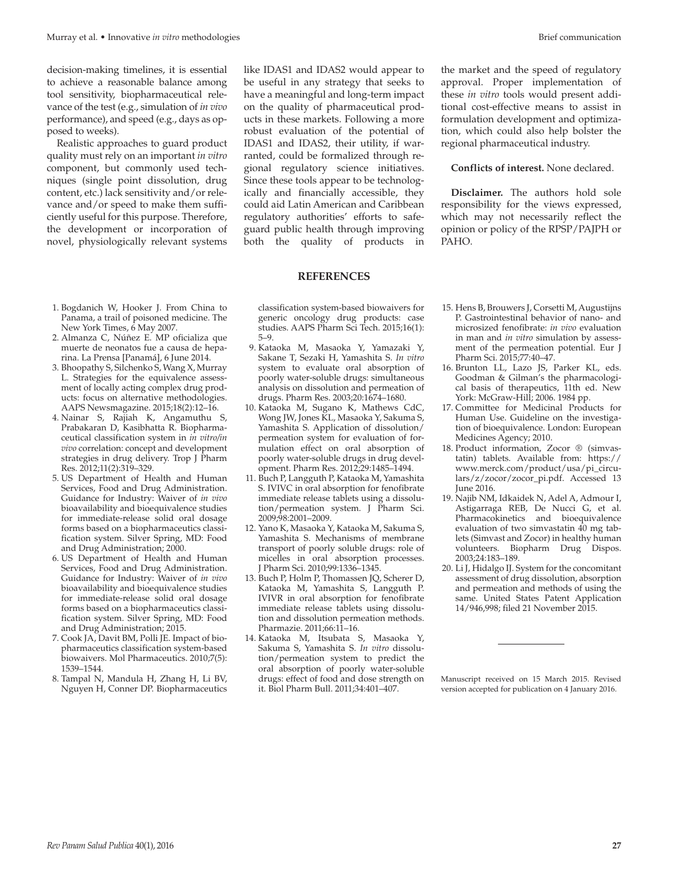decision-making timelines, it is essential to achieve a reasonable balance among tool sensitivity, biopharmaceutical relevance of the test (e.g., simulation of *in vivo* performance), and speed (e.g., days as opposed to weeks).

Realistic approaches to guard product quality must rely on an important *in vitro* component, but commonly used techniques (single point dissolution, drug content, etc.) lack sensitivity and/or relevance and/or speed to make them sufficiently useful for this purpose. Therefore, the development or incorporation of novel, physiologically relevant systems like IDAS1 and IDAS2 would appear to be useful in any strategy that seeks to have a meaningful and long-term impact on the quality of pharmaceutical products in these markets. Following a more robust evaluation of the potential of IDAS1 and IDAS2, their utility, if warranted, could be formalized through regional regulatory science initiatives. Since these tools appear to be technologically and financially accessible, they could aid Latin American and Caribbean regulatory authorities' efforts to safeguard public health through improving both the quality of products in the market and the speed of regulatory approval. Proper implementation of these *in vitro* tools would present additional cost-effective means to assist in formulation development and optimization, which could also help bolster the regional pharmaceutical industry.

**Conflicts of interest.** None declared.

**Disclaimer.** The authors hold sole responsibility for the views expressed, which may not necessarily reflect the opinion or policy of the RPSP/PAJPH or PAHO.

## REFERENCES

1. Bogdanich W, Hooker J. From China to Panama, a trail of poisoned medicine. The New York Times, 6 May 2007.
2. Almanza C, Núñez E. MP oficializa que muerte de neonatos fue a causa de heparina. La Prensa [Panamá], 6 June 2014.
3. Bhoopathy S, Silchenko S, Wang X, Murray L. Strategies for the equivalence assessment of locally acting complex drug products: focus on alternative methodologies. AAPS Newsmagazine. 2015;18(2):12–16.
4. Nainar S, Rajiah K, Angamuthu S, Prabakaran D, Kasibhatta R. Biopharmaceutical classification system in *in vitro/in vivo* correlation: concept and development strategies in drug delivery. Trop J Pharm Res. 2012;11(2):319–329.
5. US Department of Health and Human Services, Food and Drug Administration. Guidance for Industry: Waiver of *in vivo* bioavailability and bioequivalence studies for immediate-release solid oral dosage forms based on a biopharmaceutics classification system. Silver Spring, MD: Food and Drug Administration; 2000.
6. US Department of Health and Human Services, Food and Drug Administration. Guidance for Industry: Waiver of *in vivo* bioavailability and bioequivalence studies for immediate-release solid oral dosage forms based on a biopharmaceutics classification system. Silver Spring, MD: Food and Drug Administration; 2015.
7. Cook JA, Davit BM, Polli JE. Impact of biopharmaceutics classification system-based biowaivers. Mol Pharmaceutics. 2010;7(5): 1539–1544.
8. Tampal N, Mandula H, Zhang H, Li BV, Nguyen H, Conner DP. Biopharmaceutics classification system-based biowaivers for generic oncology drug products: case studies. AAPS Pharm Sci Tech. 2015;16(1): 5–9.
9. Kataoka M, Masaoka Y, Yamazaki Y, Sakane T, Sezaki H, Yamashita S. *In vitro* system to evaluate oral absorption of poorly water-soluble drugs: simultaneous analysis on dissolution and permeation of drugs. Pharm Res. 2003;20:1674–1680.
10. Kataoka M, Sugano K, Mathews CdC, Wong JW, Jones KL, Masaoka Y, Sakuma S, Yamashita S. Application of dissolution/permeation system for evaluation of formulation effect on oral absorption of poorly water-soluble drugs in drug development. Pharm Res. 2012;29:1485–1494.
11. Buch P, Langguth P, Kataoka M, Yamashita S. IVIVC in oral absorption for fenofibrate immediate release tablets using a dissolution/permeation system. J Pharm Sci. 2009;98:2001–2009.
12. Yano K, Masaoka Y, Kataoka M, Sakuma S, Yamashita S. Mechanisms of membrane transport of poorly soluble drugs: role of micelles in oral absorption processes. J Pharm Sci. 2010;99:1336–1345.
13. Buch P, Holm P, Thomassen JQ, Scherer D, Kataoka M, Yamashita S, Langguth P. IVIVR in oral absorption for fenofibrate immediate release tablets using dissolution and dissolution permeation methods. Pharmazie. 2011;66:11–16.
14. Kataoka M, Itsubata S, Masaoka Y, Sakuma S, Yamashita S. *In vitro* dissolution/permeation system to predict the oral absorption of poorly water-soluble drugs: effect of food and dose strength on it. Biol Pharm Bull. 2011;34:401–407.
15. Hens B, Brouwers J, Corsetti M, Augustijns P. Gastrointestinal behavior of nano- and microsized fenofibrate: *in vivo* evaluation in man and *in vitro* simulation by assessment of the permeation potential. Eur J Pharm Sci. 2015;77:40–47.
16. Brunton LL, Lazo JS, Parker KL, eds. Goodman & Gilman's the pharmacological basis of therapeutics, 11th ed. New York: McGraw-Hill; 2006. 1984 pp.
17. Committee for Medicinal Products for Human Use. Guideline on the investigation of bioequivalence. London: European Medicines Agency; 2010.
18. Product information, Zocor ® (simvastatin) tablets. Available from: https://www.merck.com/product/usa/pi_circulars/z/zocor/zocor_pi.pdf. Accessed 13 June 2016.
19. Najib NM, Idkaidek N, Adel A, Admour I, Astigarraga REB, De Nucci G, et al. Pharmacokinetics and bioequivalence evaluation of two simvastatin 40 mg tablets (Simvast and Zocor) in healthy human volunteers. Biopharm Drug Dispos. 2003;24:183–189.
20. Li J, Hidalgo IJ. System for the concomitant assessment of drug dissolution, absorption and permeation and methods of using the same. United States Patent Application 14/946,998; filed 21 November 2015.

---

Manuscript received on 15 March 2015. Revised version accepted for publication on 4 January 2016.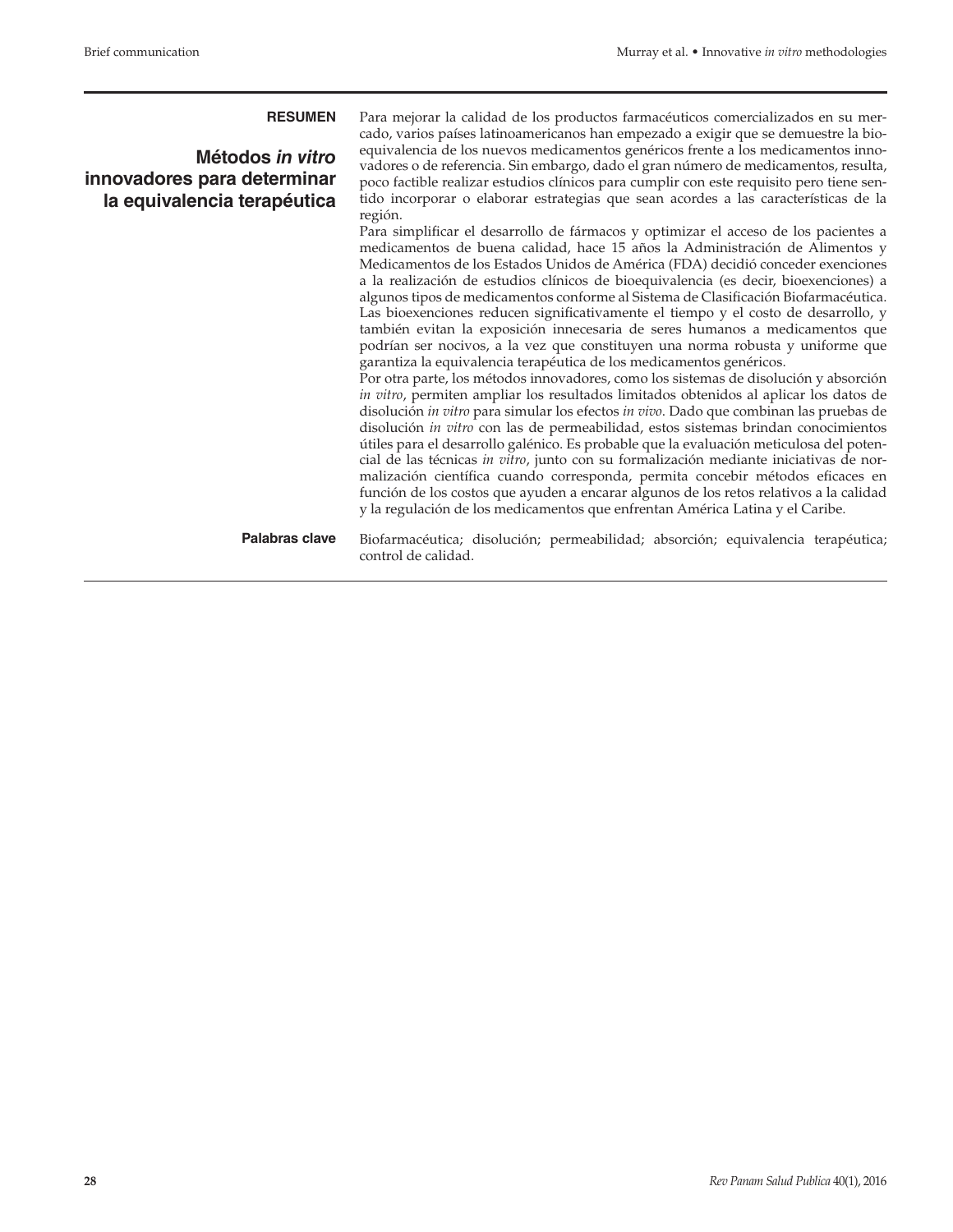## RESUMEN

### Métodos *in vitro* innovadores para determinar la equivalencia terapéutica

Para mejorar la calidad de los productos farmacéuticos comercializados en su mercado, varios países latinoamericanos han empezado a exigir que se demuestre la bioequivalencia de los nuevos medicamentos genéricos frente a los medicamentos innovadores o de referencia. Sin embargo, dado el gran número de medicamentos, resulta, poco factible realizar estudios clínicos para cumplir con este requisito pero tiene sentido incorporar o elaborar estrategias que sean acordes a las características de la región.

Para simplificar el desarrollo de fármacos y optimizar el acceso de los pacientes a medicamentos de buena calidad, hace 15 años la Administración de Alimentos y Medicamentos de los Estados Unidos de América (FDA) decidió conceder exenciones a la realización de estudios clínicos de bioequivalencia (es decir, bioexenciones) a algunos tipos de medicamentos conforme al Sistema de Clasificación Biofarmacéutica. Las bioexenciones reducen significativamente el tiempo y el costo de desarrollo, y también evitan la exposición innecesaria de seres humanos a medicamentos que podrían ser nocivos, a la vez que constituyen una norma robusta y uniforme que garantiza la equivalencia terapéutica de los medicamentos genéricos.

Por otra parte, los métodos innovadores, como los sistemas de disolución y absorción *in vitro*, permiten ampliar los resultados limitados obtenidos al aplicar los datos de disolución *in vitro* para simular los efectos *in vivo*. Dado que combinan las pruebas de disolución *in vitro* con las de permeabilidad, estos sistemas brindan conocimientos útiles para el desarrollo galénico. Es probable que la evaluación meticulosa del potencial de las técnicas *in vitro*, junto con su formalización mediante iniciativas de normalización científica cuando corresponda, permita concebir métodos eficaces en función de los costos que ayuden a encarar algunos de los retos relativos a la calidad y la regulación de los medicamentos que enfrentan América Latina y el Caribe.

**Palabras clave** Biofarmacéutica; disolución; permeabilidad; absorción; equivalencia terapéutica; control de calidad.